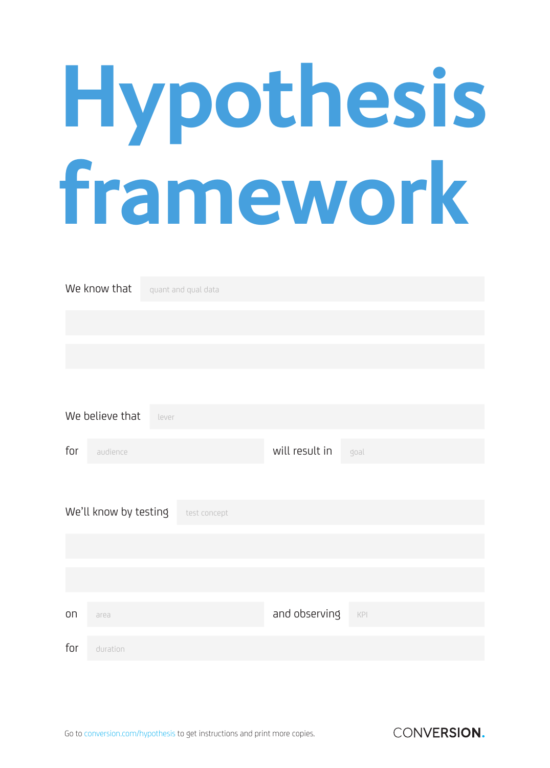# Hypothesis framework

We know that quant and qual data

We believe that lever

for audience will result in goal

We'll know by testing test concept

on area and observing KPI

for duration

Go to conversion.com/hypothesis to get instructions and print more copies.

CONVERSION.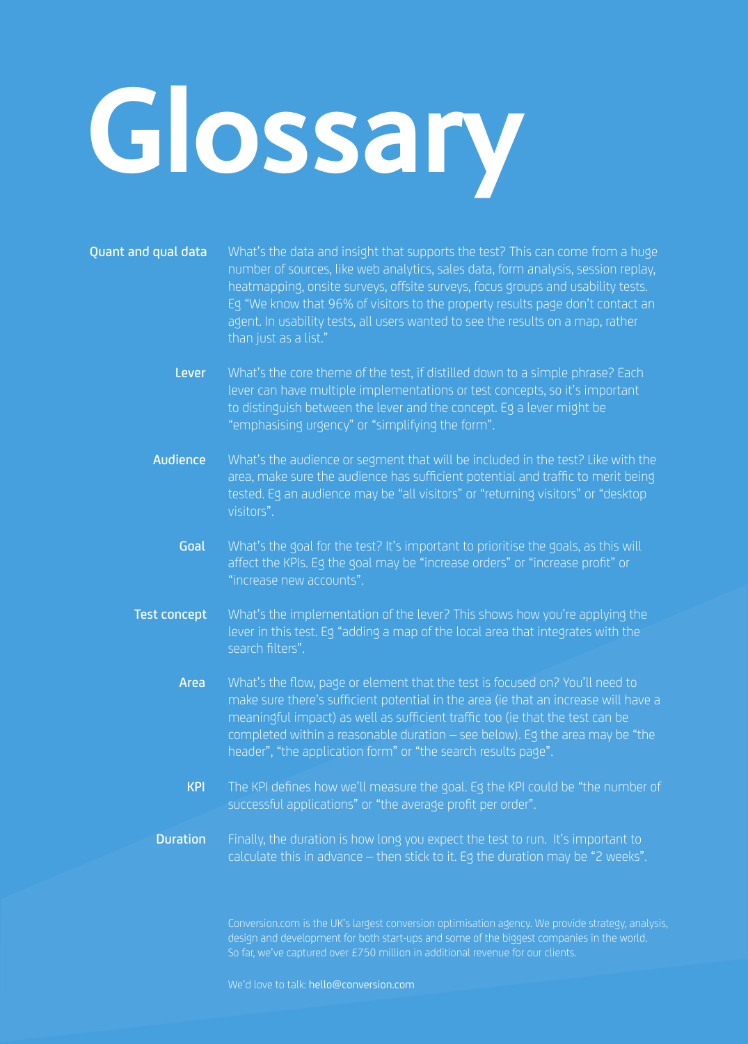# Glossary

**Quant and qual data** What's the data and insight that supports the test? This can come from a huge number of sources, like web analytics, sales data, form analysis, session replay, heatmapping, onsite surveys, offsite surveys, focus groups and usability tests. Eg "We know that 96% of visitors to the property results page don't contact an agent. In usability tests, all users wanted to see the results on a map, rather than just as a list."

**Lever** What's the core theme of the test, if distilled down to a simple phrase? Each lever can have multiple implementations or test concepts, so it's important to distinguish between the lever and the concept. Eg a lever might be "emphasising urgency" or "simplifying the form".

**Audience** What's the audience or segment that will be included in the test? Like with the area, make sure the audience has sufficient potential and traffic to merit being tested. Eg an audience may be "all visitors" or "returning visitors" or "desktop visitors".

**Goal** What's the goal for the test? It's important to prioritise the goals, as this will affect the KPIs. Eg the goal may be "increase orders" or "increase profit" or "increase new accounts".

**Test concept** What's the implementation of the lever? This shows how you're applying the lever in this test. Eg "adding a map of the local area that integrates with the search filters".

**Area** What's the flow, page or element that the test is focused on? You'll need to make sure there's sufficient potential in the area (ie that an increase will have a meaningful impact) as well as sufficient traffic too (ie that the test can be completed within a reasonable duration – see below). Eg the area may be "the header", "the application form" or "the search results page".

**KPI** The KPI defines how we'll measure the goal. Eg the KPI could be "the number of successful applications" or "the average profit per order".

**Duration** Finally, the duration is how long you expect the test to run. It's important to calculate this in advance – then stick to it. Eg the duration may be "2 weeks".

Conversion.com is the UK's largest conversion optimisation agency. We provide strategy, analysis, design and development for both start-ups and some of the biggest companies in the world. So far, we've captured over £750 million in additional revenue for our clients.

We'd love to talk: hello@conversion.com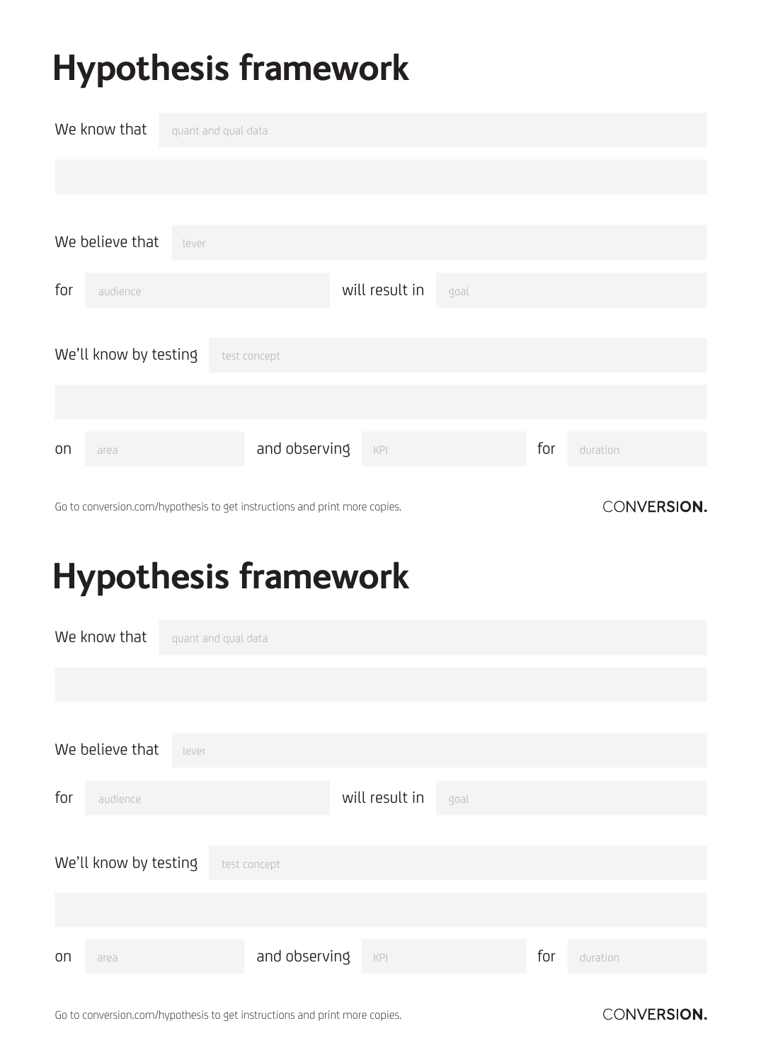# Hypothesis framework

We know that quant and qual data

We believe that lever

for audience will result in goal

We'll know by testing test concept

on area and observing KPI for duration

Go to conversion.com/hypothesis to get instructions and print more copies.

CONVERSION.

# Hypothesis framework

We know that quant and qual data

We believe that lever

for audience will result in goal

We'll know by testing test concept

on area and observing KPI for duration

Go to conversion.com/hypothesis to get instructions and print more copies.

CONVERSION.